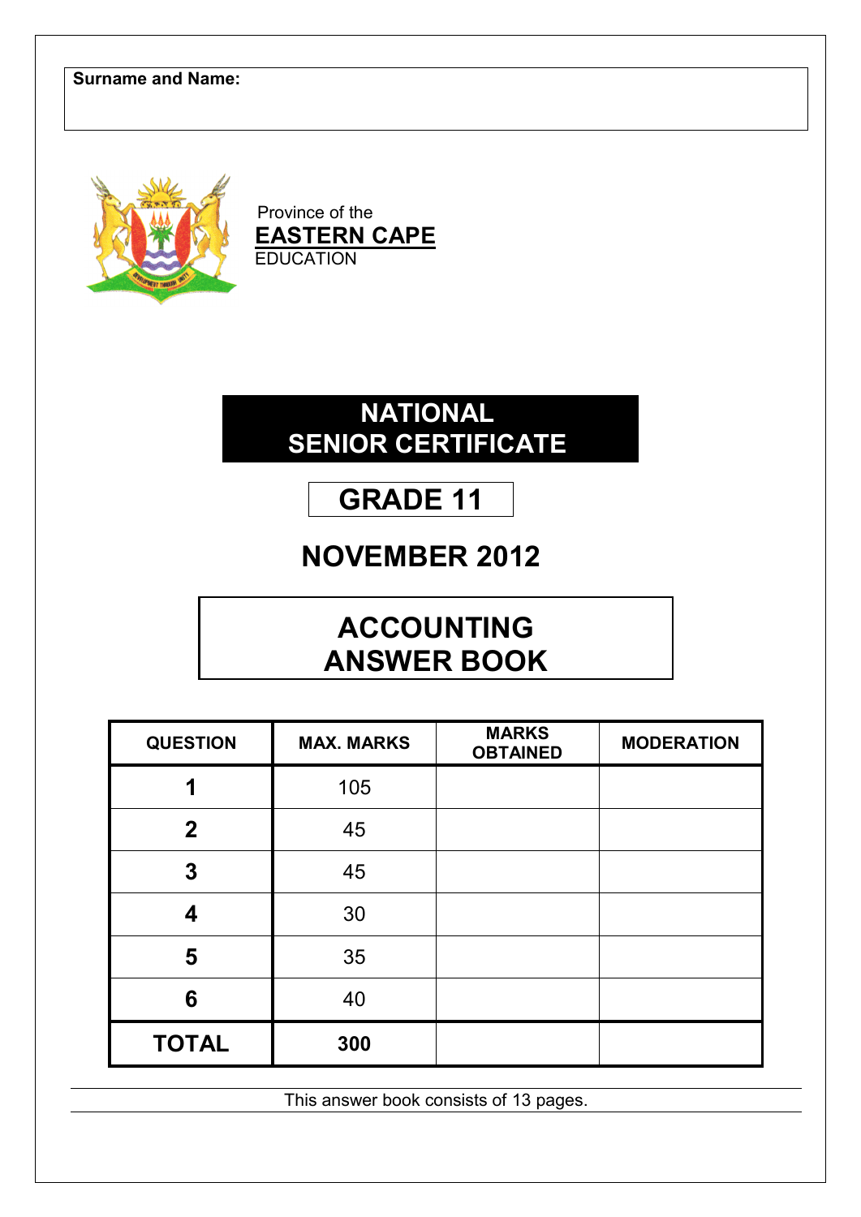**Surname and Name:**

Province of the
**EASTERN CAPE**
EDUCATION

# NATIONAL SENIOR CERTIFICATE

# GRADE 11

## NOVEMBER 2012

# ACCOUNTING ANSWER BOOK

| QUESTION | MAX. MARKS | MARKS OBTAINED | MODERATION |
|---|---|---|---|
| **1** | 105 | | |
| **2** | 45 | | |
| **3** | 45 | | |
| **4** | 30 | | |
| **5** | 35 | | |
| **6** | 40 | | |
| **TOTAL** | **300** | | |

This answer book consists of 13 pages.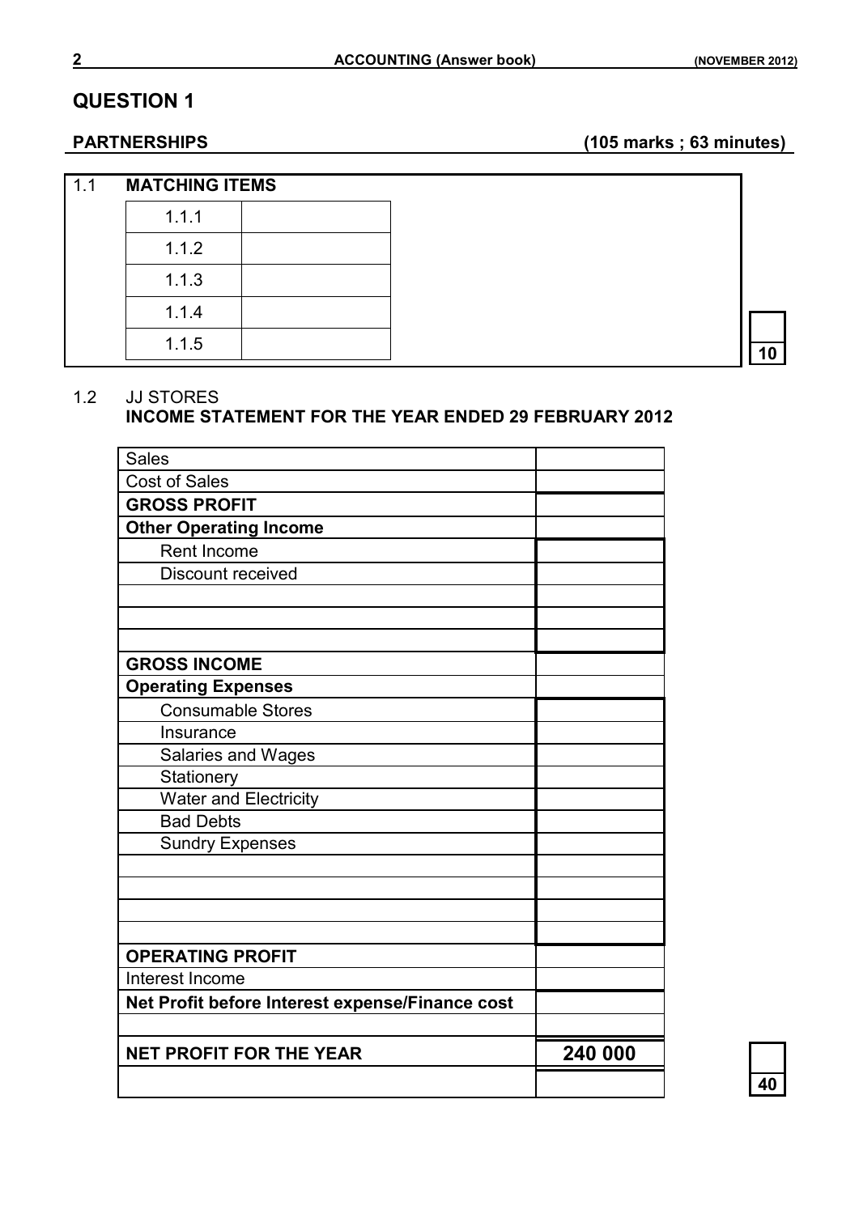# QUESTION 1

**PARTNERSHIPS** **(105 marks ; 63 minutes)**

1.1 **MATCHING ITEMS**

| | |
|---|---|
| 1.1.1 | |
| 1.1.2 | |
| 1.1.3 | |
| 1.1.4 | |
| 1.1.5 | |

10

1.2 JJ STORES
**INCOME STATEMENT FOR THE YEAR ENDED 29 FEBRUARY 2012**

| | |
|---|---|
| Sales | |
| Cost of Sales | |
| **GROSS PROFIT** | |
| **Other Operating Income** | |
| Rent Income | |
| Discount received | |
| | |
| | |
| | |
| **GROSS INCOME** | |
| **Operating Expenses** | |
| Consumable Stores | |
| Insurance | |
| Salaries and Wages | |
| Stationery | |
| Water and Electricity | |
| Bad Debts | |
| Sundry Expenses | |
| | |
| | |
| | |
| | |
| **OPERATING PROFIT** | |
| Interest Income | |
| **Net Profit before Interest expense/Finance cost** | |
| | |
| **NET PROFIT FOR THE YEAR** | **240 000** |
| | |

40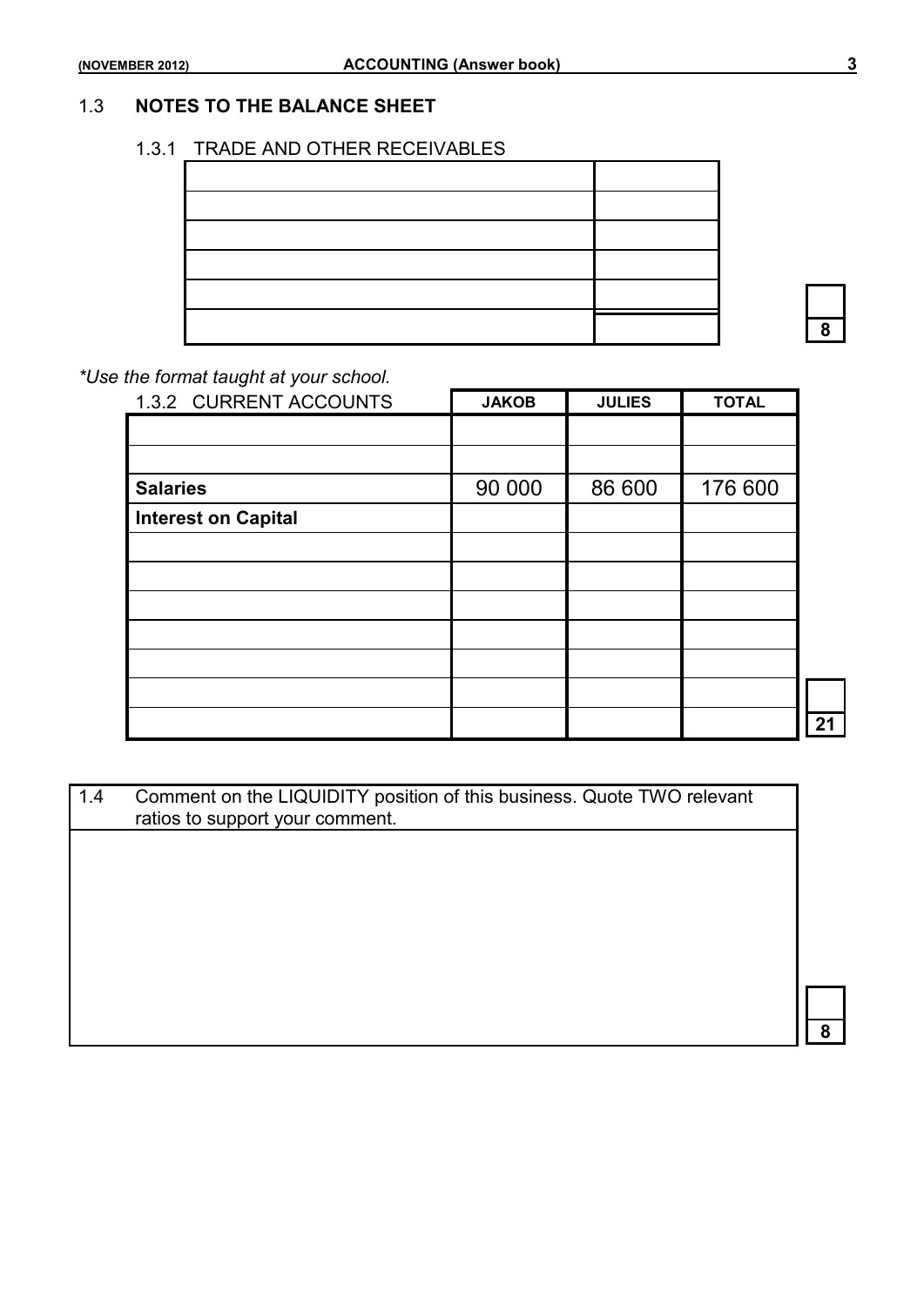## 1.3 NOTES TO THE BALANCE SHEET

### 1.3.1 TRADE AND OTHER RECEIVABLES

| | |
|---|---|
| | |
| | |
| | |
| | |
| | |

8

*\*Use the format taught at your school.*

### 1.3.2 CURRENT ACCOUNTS

| 1.3.2 CURRENT ACCOUNTS | JAKOB | JULIES | TOTAL |
|---|---|---|---|
| | | | |
| | | | |
| **Salaries** | 90 000 | 86 600 | 176 600 |
| **Interest on Capital** | | | |
| | | | |
| | | | |
| | | | |
| | | | |
| | | | |
| | | | |
| | | | |

21

| 1.4 | Comment on the LIQUIDITY position of this business. Quote TWO relevant ratios to support your comment. |
|---|---|
| | |

8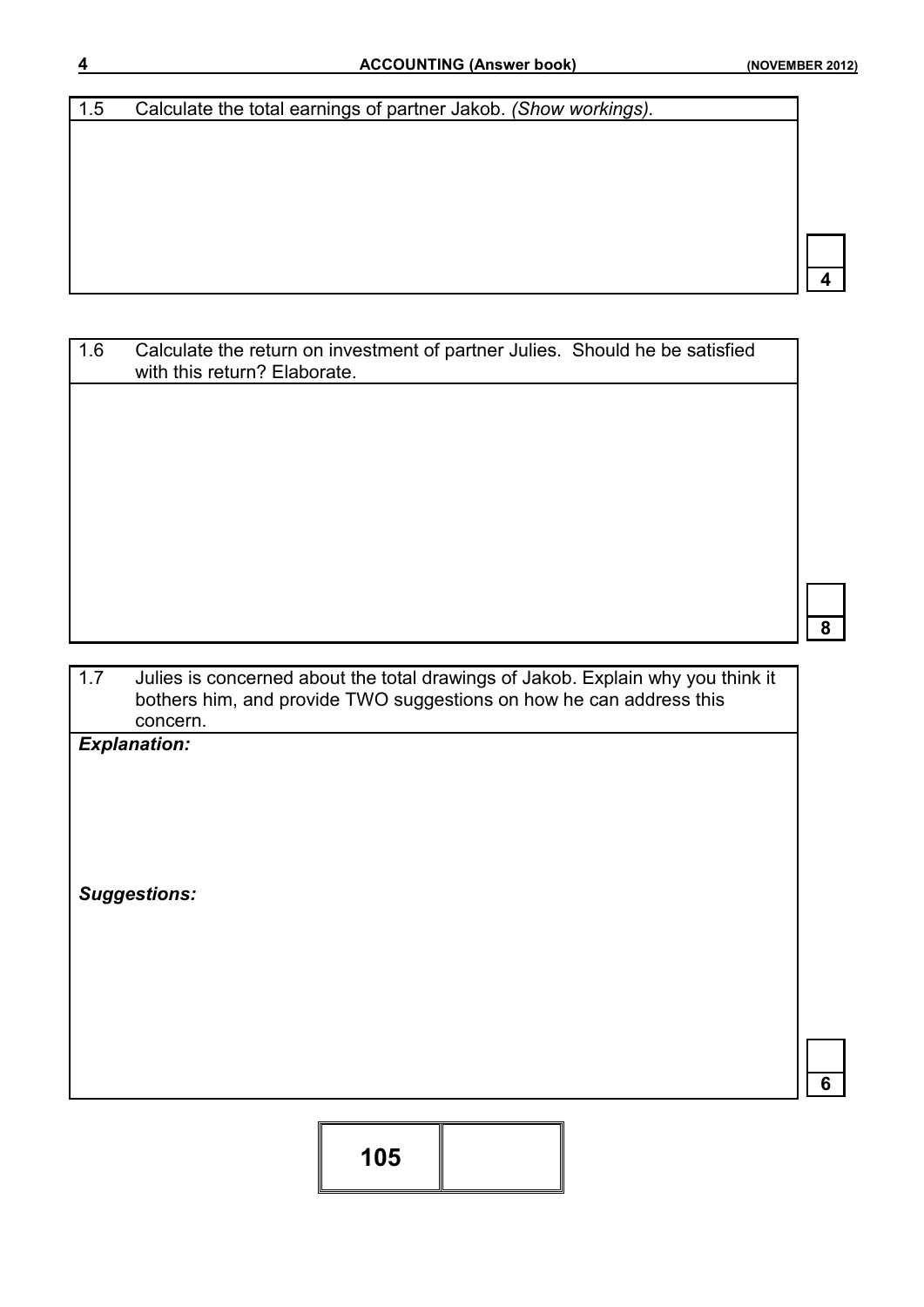| 1.5 | Calculate the total earnings of partner Jakob. *(Show workings).* |
|---|---|
| | |

**4**

| 1.6 | Calculate the return on investment of partner Julies. Should he be satisfied with this return? Elaborate. |
|---|---|
| | |

**8**

| 1.7 | Julies is concerned about the total drawings of Jakob. Explain why you think it bothers him, and provide TWO suggestions on how he can address this concern. |
|---|---|

***Explanation:***

***Suggestions:***

**6**

| **105** | |
|---|---|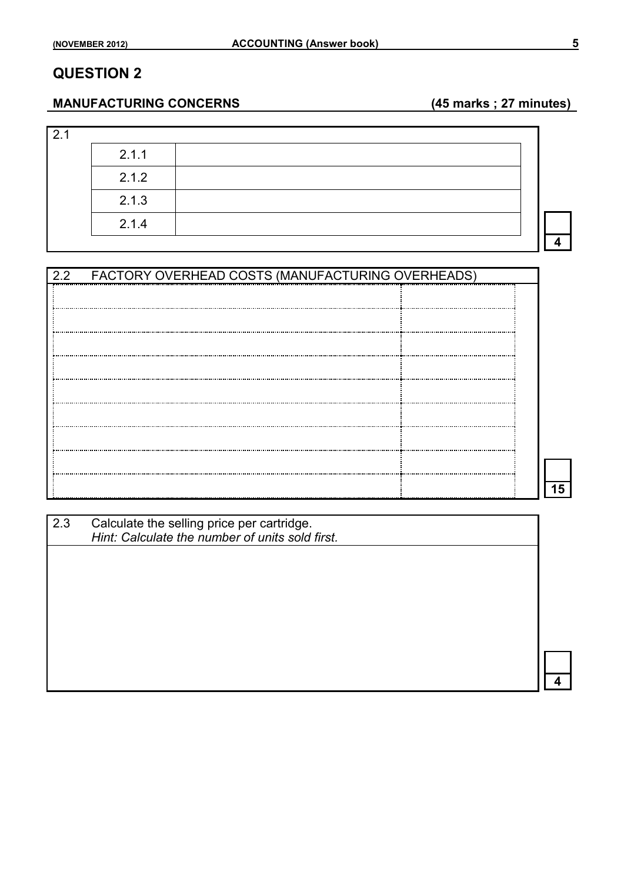## QUESTION 2

**MANUFACTURING CONCERNS** **(45 marks ; 27 minutes)**

2.1

| | |
|---|---|
| 2.1.1 | |
| 2.1.2 | |
| 2.1.3 | |
| 2.1.4 | |

**4**

| 2.2 FACTORY OVERHEAD COSTS (MANUFACTURING OVERHEADS) | |
|---|---|
| | |
| | |
| | |
| | |
| | |
| | |
| | |
| | |
| | |

**15**

2.3 Calculate the selling price per cartridge.
*Hint: Calculate the number of units sold first.*

**4**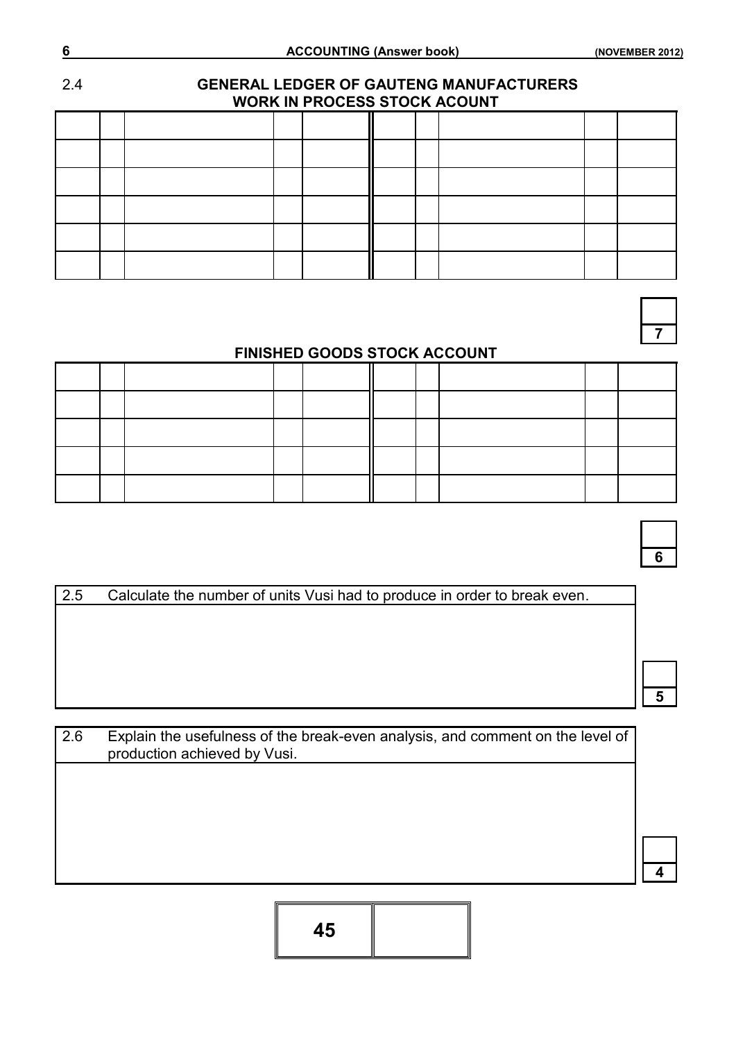## 2.4 GENERAL LEDGER OF GAUTENG MANUFACTURERS

### WORK IN PROCESS STOCK ACOUNT

| | | | | | | | | | |
|---|---|---|---|---|---|---|---|---|---|
| | | | | | | | | | |
| | | | | | | | | | |
| | | | | | | | | | |
| | | | | | | | | | |
| | | | | | | | | | |

7

### FINISHED GOODS STOCK ACCOUNT

| | | | | | | | | | |
|---|---|---|---|---|---|---|---|---|---|
| | | | | | | | | | |
| | | | | | | | | | |
| | | | | | | | | | |
| | | | | | | | | | |

6

| 2.5 | Calculate the number of units Vusi had to produce in order to break even. |
|---|---|
| | |

5

| 2.6 | Explain the usefulness of the break-even analysis, and comment on the level of production achieved by Vusi. |
|---|---|
| | |

4

| 45 | |
|---|---|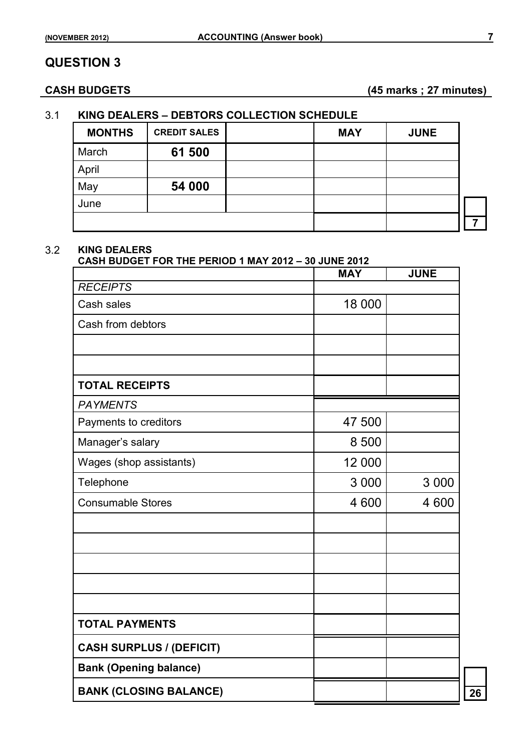# QUESTION 3

**CASH BUDGETS** **(45 marks ; 27 minutes)**

3.1 **KING DEALERS – DEBTORS COLLECTION SCHEDULE**

| MONTHS | CREDIT SALES | | MAY | JUNE |
|---|---|---|---|---|
| March | **61 500** | | | |
| April | | | | |
| May | **54 000** | | | |
| June | | | | |
| | | | | |

**7**

3.2 **KING DEALERS**
**CASH BUDGET FOR THE PERIOD 1 MAY 2012 – 30 JUNE 2012**

| | MAY | JUNE |
|---|---|---|
| *RECEIPTS* | | |
| Cash sales | 18 000 | |
| Cash from debtors | | |
| | | |
| | | |
| **TOTAL RECEIPTS** | | |
| *PAYMENTS* | | |
| Payments to creditors | 47 500 | |
| Manager's salary | 8 500 | |
| Wages (shop assistants) | 12 000 | |
| Telephone | 3 000 | 3 000 |
| Consumable Stores | 4 600 | 4 600 |
| | | |
| | | |
| | | |
| | | |
| | | |
| **TOTAL PAYMENTS** | | |
| **CASH SURPLUS / (DEFICIT)** | | |
| **Bank (Opening balance)** | | |
| **BANK (CLOSING BALANCE)** | | |

**26**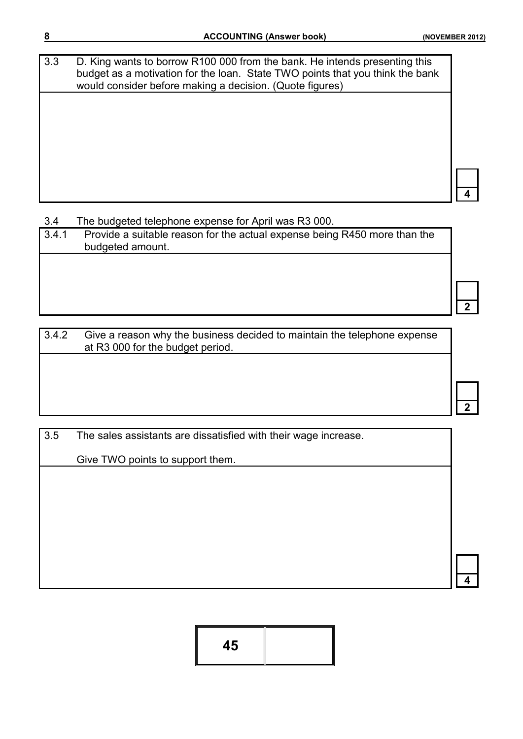| 3.3 | D. King wants to borrow R100 000 from the bank. He intends presenting this budget as a motivation for the loan. State TWO points that you think the bank would consider before making a decision. (Quote figures) |
|---|---|
| | |

4

3.4 The budgeted telephone expense for April was R3 000.

| 3.4.1 | Provide a suitable reason for the actual expense being R450 more than the budgeted amount. |
|---|---|
| | |

2

| 3.4.2 | Give a reason why the business decided to maintain the telephone expense at R3 000 for the budget period. |
|---|---|
| | |

2

| 3.5 | The sales assistants are dissatisfied with their wage increase. Give TWO points to support them. |
|---|---|
| | |

4

| 45 | |
|---|---|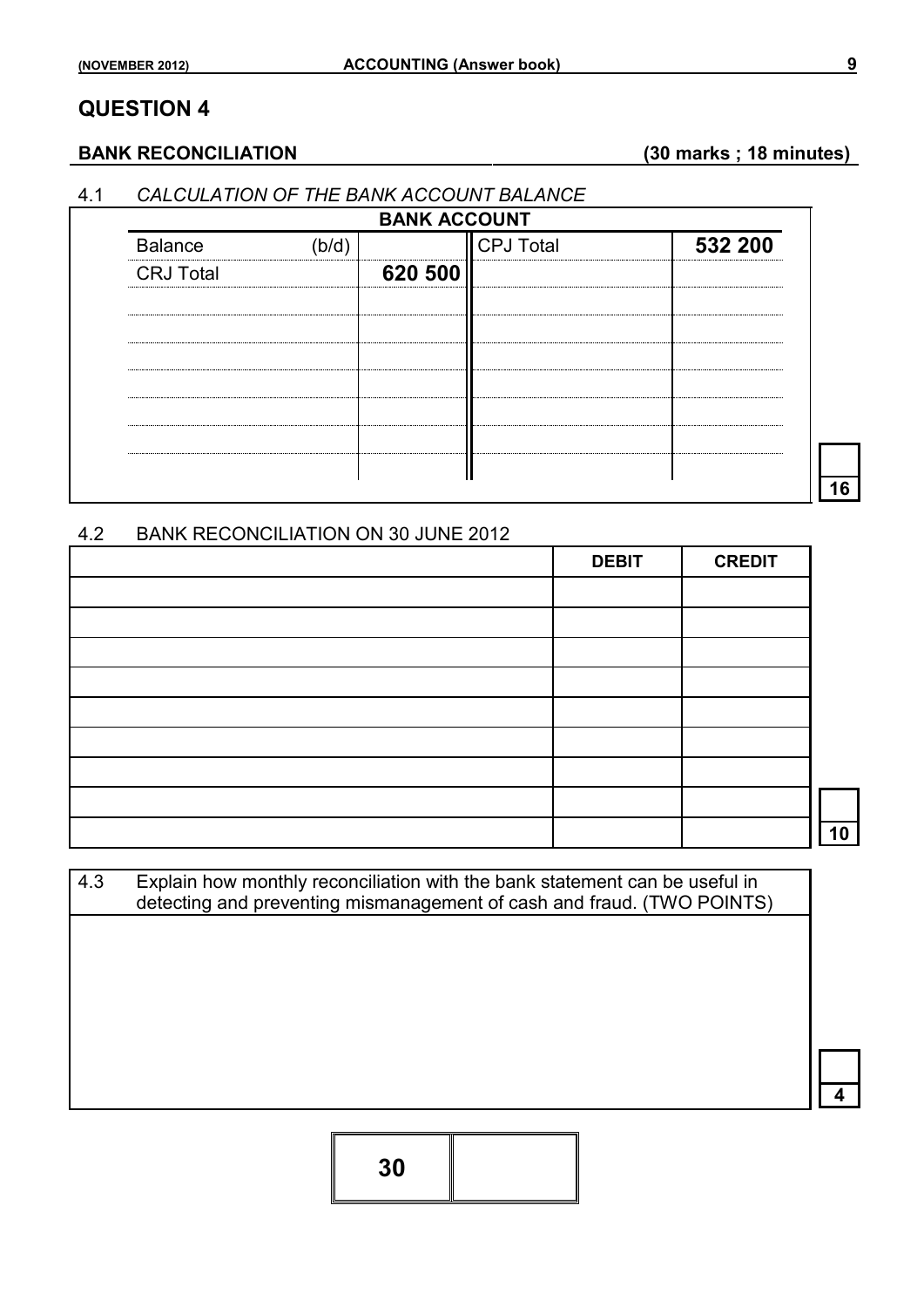# QUESTION 4

**BANK RECONCILIATION** **(30 marks ; 18 minutes)**

4.1 *CALCULATION OF THE BANK ACCOUNT BALANCE*

**BANK ACCOUNT**

| | | | | |
|---|---|---|---|---|
| Balance | (b/d) | | CPJ Total | **532 200** |
| CRJ Total | | **620 500** | | |
| | | | | |
| | | | | |
| | | | | |
| | | | | |
| | | | | |
| | | | | |

**16**

4.2 BANK RECONCILIATION ON 30 JUNE 2012

| | DEBIT | CREDIT |
|---|---|---|
| | | |
| | | |
| | | |
| | | |
| | | |
| | | |
| | | |
| | | |
| | | |

**10**

4.3 Explain how monthly reconciliation with the bank statement can be useful in detecting and preventing mismanagement of cash and fraud. (TWO POINTS)

**4**

**30**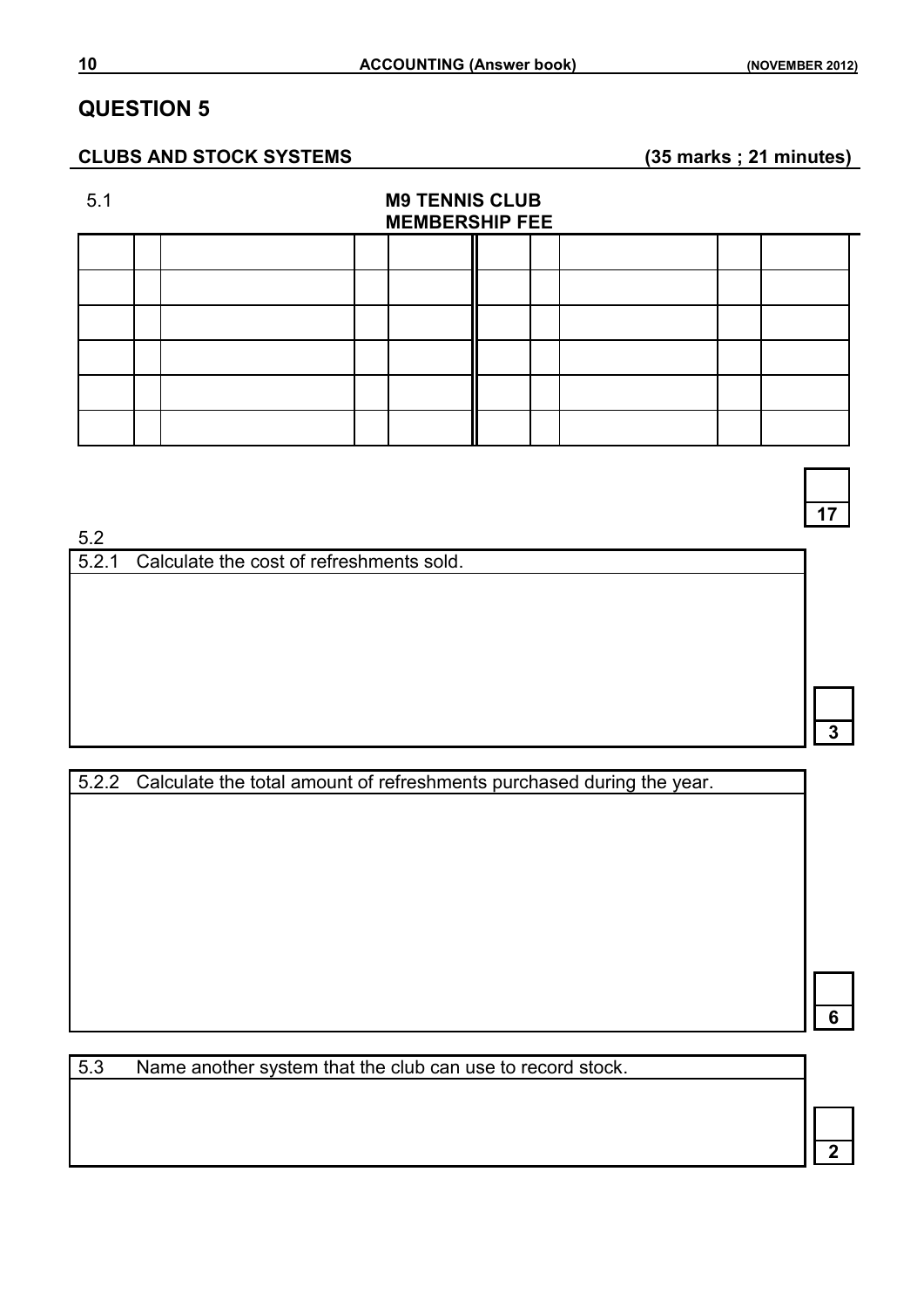# QUESTION 5

**CLUBS AND STOCK SYSTEMS** **(35 marks ; 21 minutes)**

5.1 **M9 TENNIS CLUB**
**MEMBERSHIP FEE**

| | | | | | | | | | |
|---|---|---|---|---|---|---|---|---|---|
| | | | | | | | | | |
| | | | | | | | | | |
| | | | | | | | | | |
| | | | | | | | | | |
| | | | | | | | | | |
| | | | | | | | | | |

**17**

5.2

| 5.2.1 Calculate the cost of refreshments sold. |
|---|
| |

**3**

| 5.2.2 Calculate the total amount of refreshments purchased during the year. |
|---|
| |

**6**

| 5.3 Name another system that the club can use to record stock. |
|---|
| |

**2**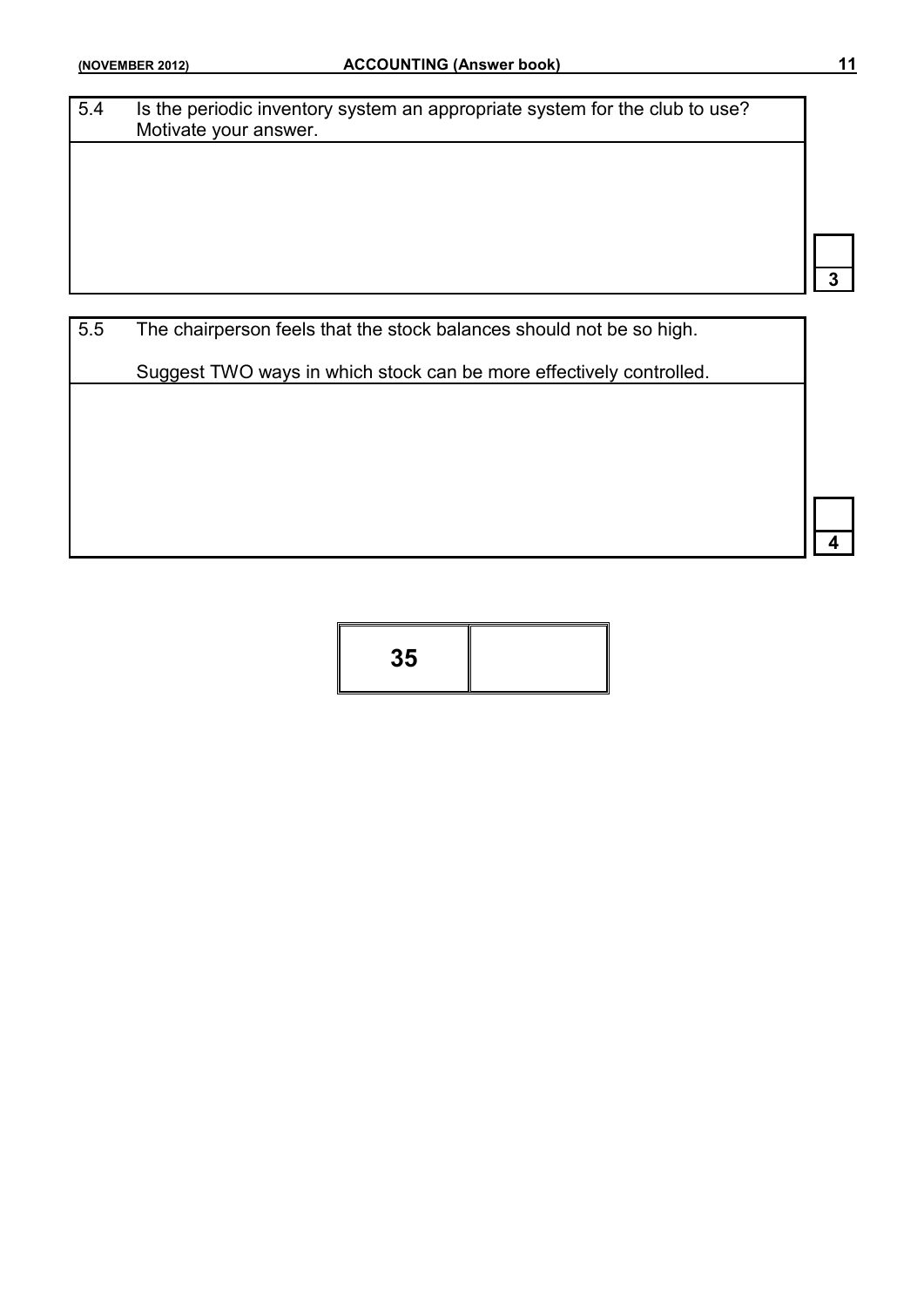| 5.4 | Is the periodic inventory system an appropriate system for the club to use? Motivate your answer. |
|---|---|
| | |

3

| 5.5 | The chairperson feels that the stock balances should not be so high.<br><br>Suggest TWO ways in which stock can be more effectively controlled. |
|---|---|
| | |

4

| 35 | |
|---|---|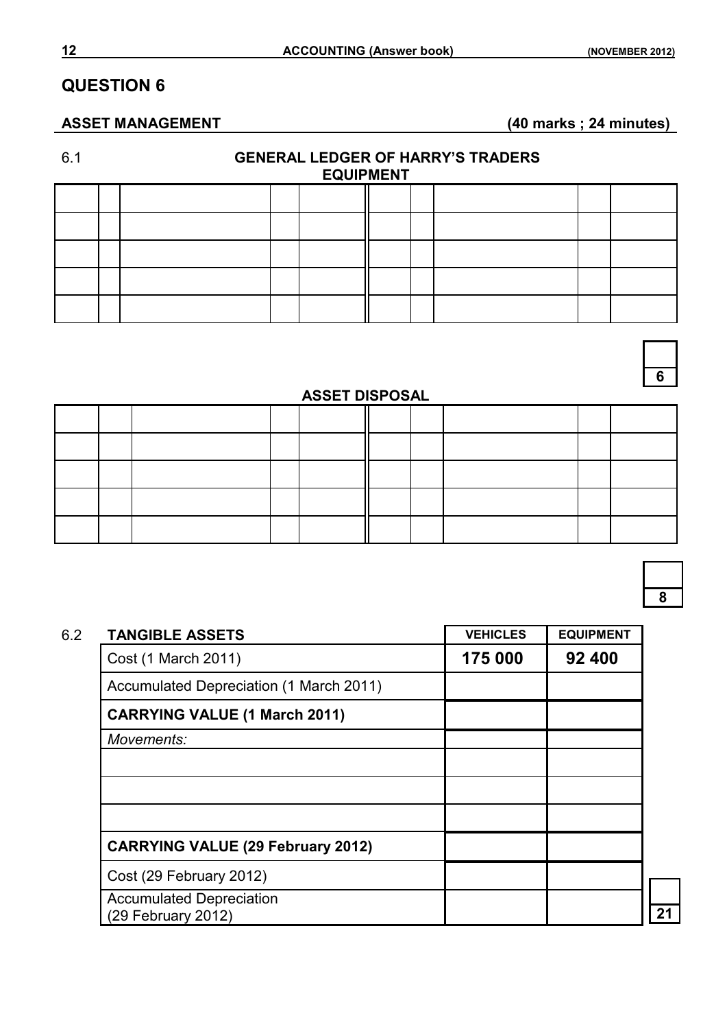# QUESTION 6

**ASSET MANAGEMENT** **(40 marks ; 24 minutes)**

6.1 **GENERAL LEDGER OF HARRY'S TRADERS**

**EQUIPMENT**

| | | | | | | | | | |
|---|---|---|---|---|---|---|---|---|---|
| | | | | | | | | | |
| | | | | | | | | | |
| | | | | | | | | | |
| | | | | | | | | | |
| | | | | | | | | | |

6

**ASSET DISPOSAL**

| | | | | | | | | | |
|---|---|---|---|---|---|---|---|---|---|
| | | | | | | | | | |
| | | | | | | | | | |
| | | | | | | | | | |
| | | | | | | | | | |
| | | | | | | | | | |

8

6.2

| **TANGIBLE ASSETS** | **VEHICLES** | **EQUIPMENT** |
|---|---|---|
| Cost (1 March 2011) | **175 000** | **92 400** |
| Accumulated Depreciation (1 March 2011) | | |
| **CARRYING VALUE (1 March 2011)** | | |
| *Movements:* | | |
| | | |
| | | |
| | | |
| **CARRYING VALUE (29 February 2012)** | | |
| Cost (29 February 2012) | | |
| Accumulated Depreciation (29 February 2012) | | |

21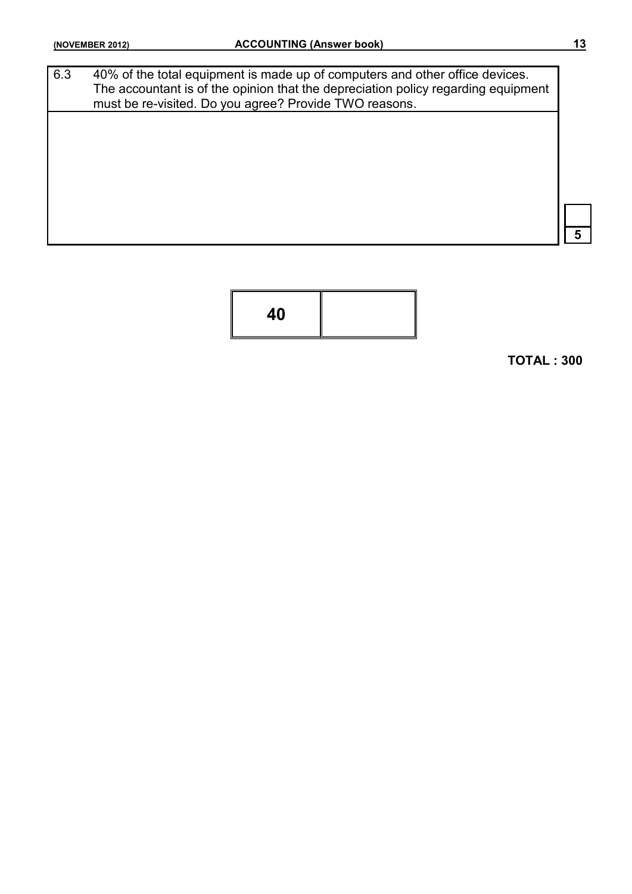| | | |
|---|---|---|
| 6.3 | 40% of the total equipment is made up of computers and other office devices. The accountant is of the opinion that the depreciation policy regarding equipment must be re-visited. Do you agree? Provide TWO reasons. | |
| | | 5 |

| | |
|---|---|
| 40 | |

**TOTAL : 300**